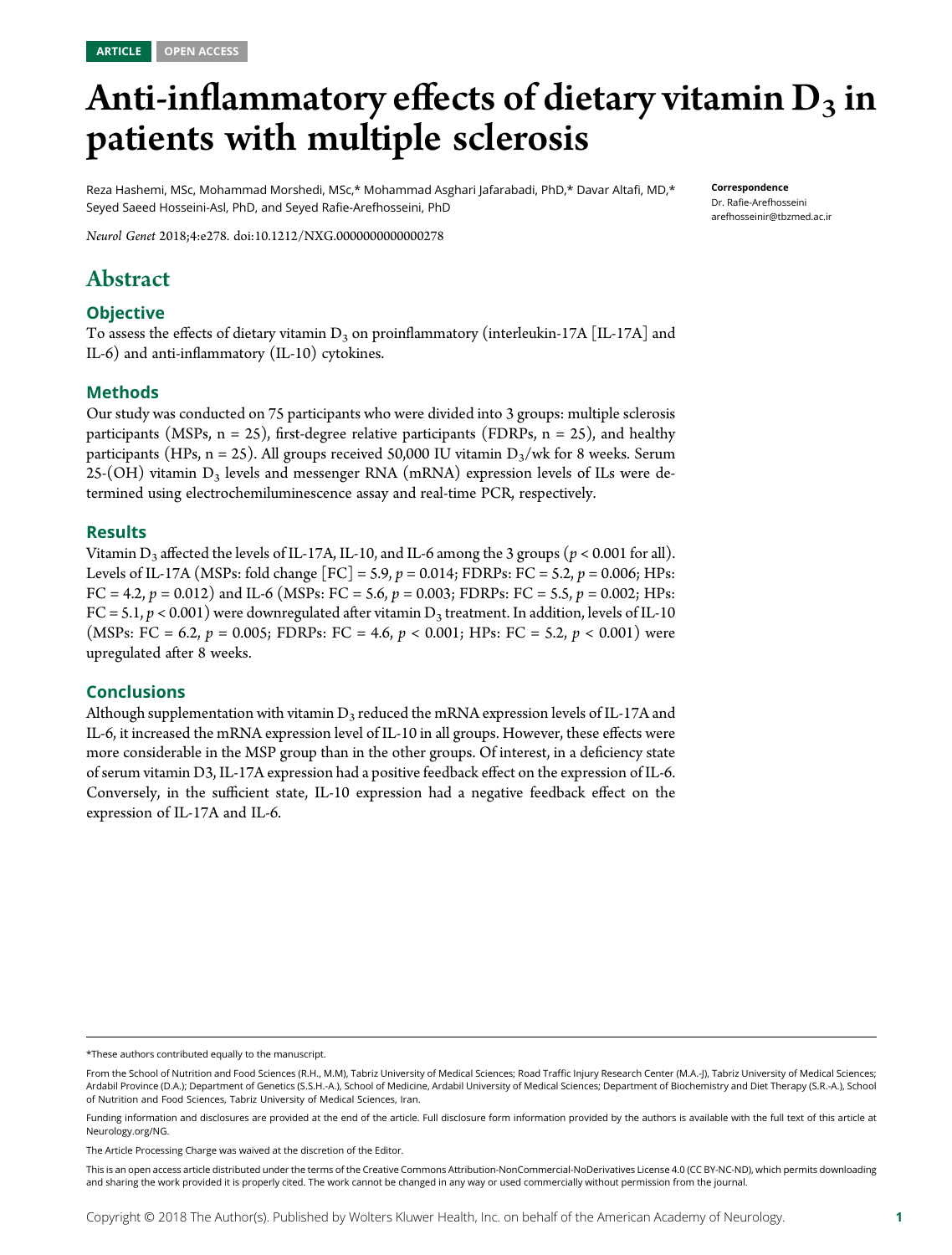ARTICLE OPEN ACCESS

# Anti-inflammatory effects of dietary vitamin $D_3$ in patients with multiple sclerosis

Reza Hashemi, MSc, Mohammad Morshedi, MSc,* Mohammad Asghari Jafarabadi, PhD,* Davar Altafi, MD,* Seyed Saeed Hosseini-Asl, PhD, and Seyed Rafie-Arefhosseini, PhD

*Neurol Genet* 2018;4:e278. doi:10.1212/NXG.0000000000000278

**Correspondence**
Dr. Rafie-Arefhosseini
arefhosseinir@tbzmed.ac.ir

## Abstract

### Objective

To assess the effects of dietary vitamin $D_3$ on proinflammatory (interleukin-17A [IL-17A] and IL-6) and anti-inflammatory (IL-10) cytokines.

### Methods

Our study was conducted on 75 participants who were divided into 3 groups: multiple sclerosis participants (MSPs, n = 25), first-degree relative participants (FDRPs, n = 25), and healthy participants (HPs, n = 25). All groups received 50,000 IU vitamin $D_3$/wk for 8 weeks. Serum 25-(OH) vitamin $D_3$ levels and messenger RNA (mRNA) expression levels of ILs were determined using electrochemiluminescence assay and real-time PCR, respectively.

### Results

Vitamin $D_3$ affected the levels of IL-17A, IL-10, and IL-6 among the 3 groups ($p < 0.001$ for all). Levels of IL-17A (MSPs: fold change [FC] = 5.9, $p = 0.014$; FDRPs: FC = 5.2, $p = 0.006$; HPs: FC = 4.2, $p = 0.012$) and IL-6 (MSPs: FC = 5.6, $p = 0.003$; FDRPs: FC = 5.5, $p = 0.002$; HPs: FC = 5.1, $p < 0.001$) were downregulated after vitamin $D_3$ treatment. In addition, levels of IL-10 (MSPs: FC = 6.2, $p = 0.005$; FDRPs: FC = 4.6, $p < 0.001$; HPs: FC = 5.2, $p < 0.001$) were upregulated after 8 weeks.

### Conclusions

Although supplementation with vitamin $D_3$ reduced the mRNA expression levels of IL-17A and IL-6, it increased the mRNA expression level of IL-10 in all groups. However, these effects were more considerable in the MSP group than in the other groups. Of interest, in a deficiency state of serum vitamin D3, IL-17A expression had a positive feedback effect on the expression of IL-6. Conversely, in the sufficient state, IL-10 expression had a negative feedback effect on the expression of IL-17A and IL-6.

*These authors contributed equally to the manuscript.

From the School of Nutrition and Food Sciences (R.H., M.M), Tabriz University of Medical Sciences; Road Traffic Injury Research Center (M.A.-J), Tabriz University of Medical Sciences; Ardabil Province (D.A.); Department of Genetics (S.S.H.-A.), School of Medicine, Ardabil University of Medical Sciences; Department of Biochemistry and Diet Therapy (S.R.-A.), School of Nutrition and Food Sciences, Tabriz University of Medical Sciences, Iran.

Funding information and disclosures are provided at the end of the article. Full disclosure form information provided by the authors is available with the full text of this article at Neurology.org/NG.

The Article Processing Charge was waived at the discretion of the Editor.

This is an open access article distributed under the terms of the Creative Commons Attribution-NonCommercial-NoDerivatives License 4.0 (CC BY-NC-ND), which permits downloading and sharing the work provided it is properly cited. The work cannot be changed in any way or used commercially without permission from the journal.

Copyright © 2018 The Author(s). Published by Wolters Kluwer Health, Inc. on behalf of the American Academy of Neurology.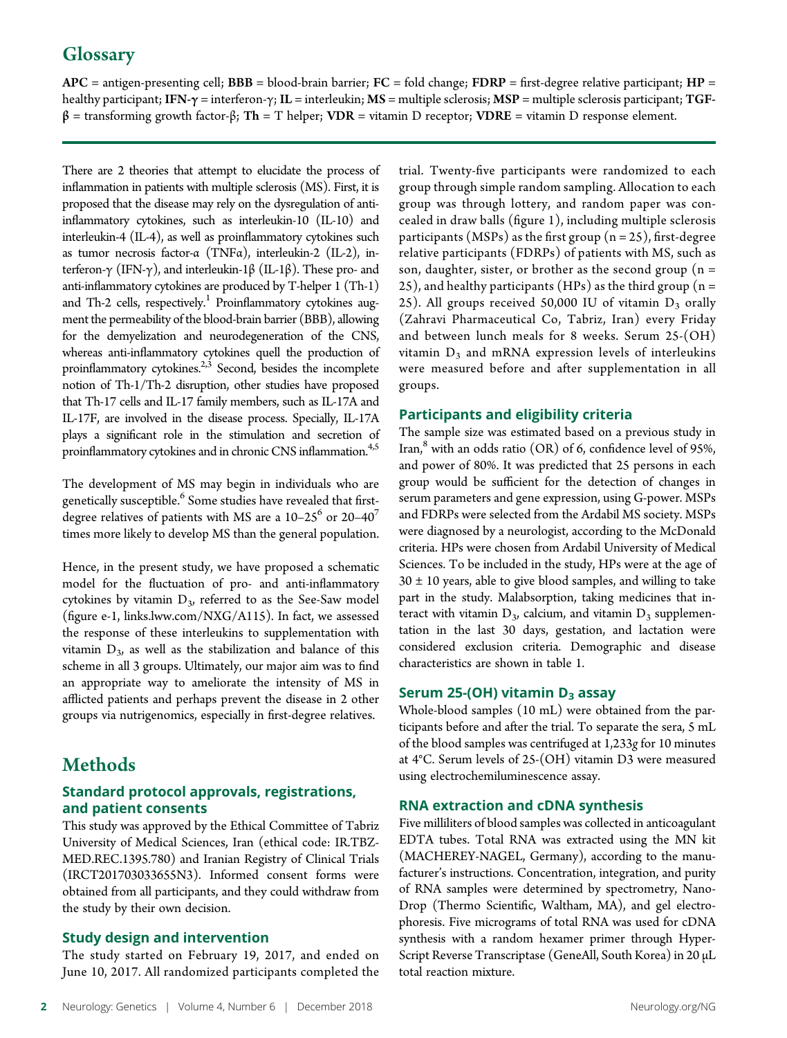## Glossary

**APC** = antigen-presenting cell; **BBB** = blood-brain barrier; **FC** = fold change; **FDRP** = first-degree relative participant; **HP** = healthy participant; **IFN-γ** = interferon-γ; **IL** = interleukin; **MS** = multiple sclerosis; **MSP** = multiple sclerosis participant; **TGF-β** = transforming growth factor-β; **Th** = T helper; **VDR** = vitamin D receptor; **VDRE** = vitamin D response element.

There are 2 theories that attempt to elucidate the process of inflammation in patients with multiple sclerosis (MS). First, it is proposed that the disease may rely on the dysregulation of anti-inflammatory cytokines, such as interleukin-10 (IL-10) and interleukin-4 (IL-4), as well as proinflammatory cytokines such as tumor necrosis factor-α (TNFα), interleukin-2 (IL-2), interferon-γ (IFN-γ), and interleukin-1β (IL-1β). These pro- and anti-inflammatory cytokines are produced by T-helper 1 (Th-1) and Th-2 cells, respectively.[1] Proinflammatory cytokines augment the permeability of the blood-brain barrier (BBB), allowing for the demyelization and neurodegeneration of the CNS, whereas anti-inflammatory cytokines quell the production of proinflammatory cytokines.[2,3] Second, besides the incomplete notion of Th-1/Th-2 disruption, other studies have proposed that Th-17 cells and IL-17 family members, such as IL-17A and IL-17F, are involved in the disease process. Specially, IL-17A plays a significant role in the stimulation and secretion of proinflammatory cytokines and in chronic CNS inflammation.[4,5]

The development of MS may begin in individuals who are genetically susceptible.[6] Some studies have revealed that first-degree relatives of patients with MS are a 10–25[6] or 20–40[7] times more likely to develop MS than the general population.

Hence, in the present study, we have proposed a schematic model for the fluctuation of pro- and anti-inflammatory cytokines by vitamin $D_3$, referred to as the See-Saw model (figure e-1, links.lww.com/NXG/A115). In fact, we assessed the response of these interleukins to supplementation with vitamin $D_3$, as well as the stabilization and balance of this scheme in all 3 groups. Ultimately, our major aim was to find an appropriate way to ameliorate the intensity of MS in afflicted patients and perhaps prevent the disease in 2 other groups via nutrigenomics, especially in first-degree relatives.

# Methods

### Standard protocol approvals, registrations, and patient consents

This study was approved by the Ethical Committee of Tabriz University of Medical Sciences, Iran (ethical code: IR.TBZMED.REC.1395.780) and Iranian Registry of Clinical Trials (IRCT2017030336 55N3). Informed consent forms were obtained from all participants, and they could withdraw from the study by their own decision.

### Study design and intervention

The study started on February 19, 2017, and ended on June 10, 2017. All randomized participants completed the trial. Twenty-five participants were randomized to each group through simple random sampling. Allocation to each group was through lottery, and random paper was concealed in draw balls (figure 1), including multiple sclerosis participants (MSPs) as the first group (n = 25), first-degree relative participants (FDRPs) of patients with MS, such as son, daughter, sister, or brother as the second group (n = 25), and healthy participants (HPs) as the third group (n = 25). All groups received 50,000 IU of vitamin $D_3$ orally (Zahravi Pharmaceutical Co, Tabriz, Iran) every Friday and between lunch meals for 8 weeks. Serum 25-(OH) vitamin $D_3$ and mRNA expression levels of interleukins were measured before and after supplementation in all groups.

### Participants and eligibility criteria

The sample size was estimated based on a previous study in Iran,[8] with an odds ratio (OR) of 6, confidence level of 95%, and power of 80%. It was predicted that 25 persons in each group would be sufficient for the detection of changes in serum parameters and gene expression, using G-power. MSPs and FDRPs were selected from the Ardabil MS society. MSPs were diagnosed by a neurologist, according to the McDonald criteria. HPs were chosen from Ardabil University of Medical Sciences. To be included in the study, HPs were at the age of 30 ± 10 years, able to give blood samples, and willing to take part in the study. Malabsorption, taking medicines that interact with vitamin $D_3$, calcium, and vitamin $D_3$ supplementation in the last 30 days, gestation, and lactation were considered exclusion criteria. Demographic and disease characteristics are shown in table 1.

### Serum 25-(OH) vitamin $D_3$ assay

Whole-blood samples (10 mL) were obtained from the participants before and after the trial. To separate the sera, 5 mL of the blood samples was centrifuged at 1,233*g* for 10 minutes at 4°C. Serum levels of 25-(OH) vitamin D3 were measured using electrochemiluminescence assay.

### RNA extraction and cDNA synthesis

Five milliliters of blood samples was collected in anticoagulant EDTA tubes. Total RNA was extracted using the MN kit (MACHEREY-NAGEL, Germany), according to the manufacturer's instructions. Concentration, integration, and purity of RNA samples were determined by spectrometry, NanoDrop (Thermo Scientific, Waltham, MA), and gel electrophoresis. Five micrograms of total RNA was used for cDNA synthesis with a random hexamer primer through HyperScript Reverse Transcriptase (GeneAll, South Korea) in 20 μL total reaction mixture.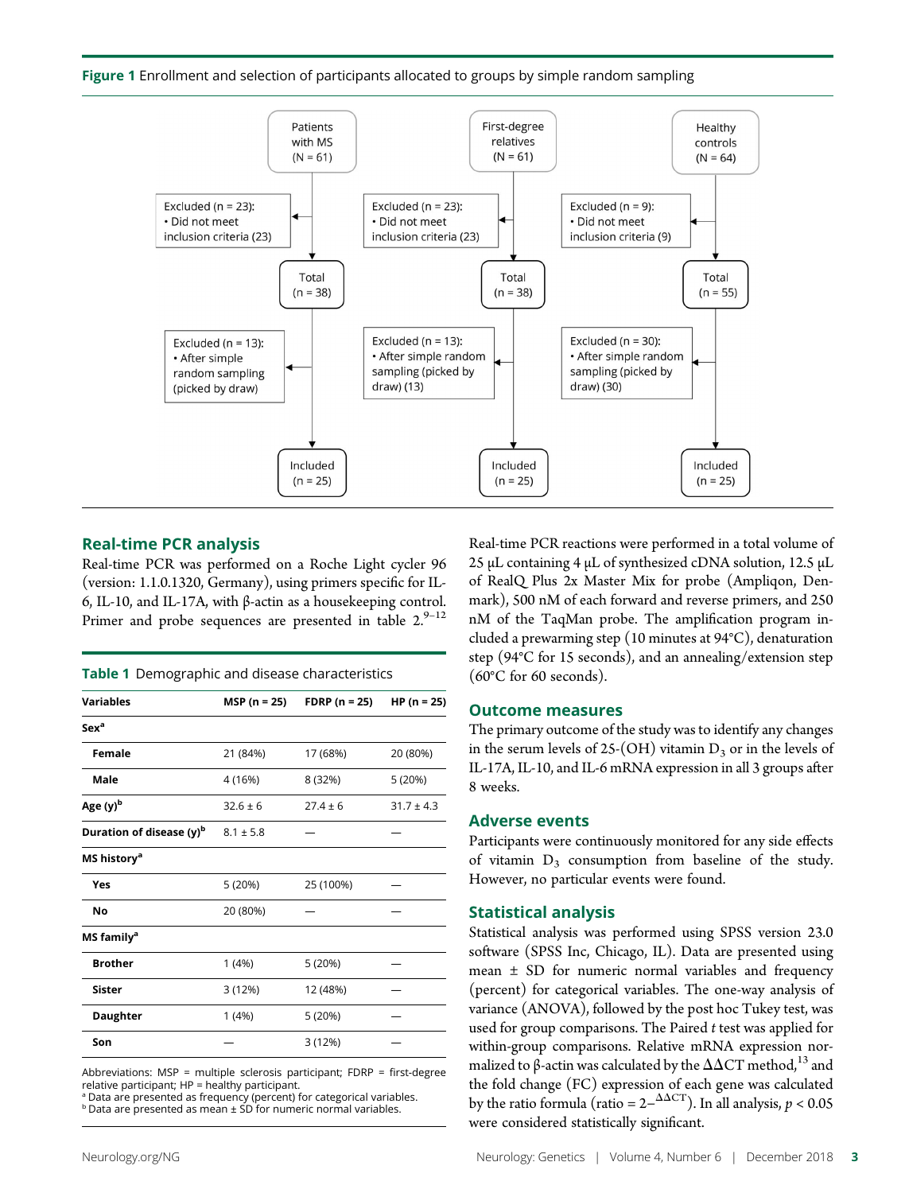**Figure 1** Enrollment and selection of participants allocated to groups by simple random sampling

Patients with MS (N = 61) → Excluded (n = 23): • Did not meet inclusion criteria (23) → Total (n = 38) → Excluded (n = 13): • After simple random sampling (picked by draw) → Included (n = 25)

First-degree relatives (N = 61) → Excluded (n = 23): • Did not meet inclusion criteria (23) → Total (n = 38) → Excluded (n = 13): • After simple random sampling (picked by draw) (13) → Included (n = 25)

Healthy controls (N = 64) → Excluded (n = 9): • Did not meet inclusion criteria (9) → Total (n = 55) → Excluded (n = 30): • After simple random sampling (picked by draw) (30) → Included (n = 25)

## Real-time PCR analysis

Real-time PCR was performed on a Roche Light cycler 96 (version: 1.1.0.1320, Germany), using primers specific for IL-6, IL-10, and IL-17A, with β-actin as a housekeeping control. Primer and probe sequences are presented in table 2.[9–12]

**Table 1** Demographic and disease characteristics

| Variables | MSP (n = 25) | FDRP (n = 25) | HP (n = 25) |
|---|---|---|---|
| **Sex**[a] | | | |
| **Female** | 21 (84%) | 17 (68%) | 20 (80%) |
| **Male** | 4 (16%) | 8 (32%) | 5 (20%) |
| **Age (y)**[b] | 32.6 ± 6 | 27.4 ± 6 | 31.7 ± 4.3 |
| **Duration of disease (y)**[b] | 8.1 ± 5.8 | — | — |
| **MS history**[a] | | | |
| **Yes** | 5 (20%) | 25 (100%) | — |
| **No** | 20 (80%) | — | — |
| **MS family**[a] | | | |
| **Brother** | 1 (4%) | 5 (20%) | — |
| **Sister** | 3 (12%) | 12 (48%) | — |
| **Daughter** | 1 (4%) | 5 (20%) | — |
| **Son** | — | 3 (12%) | — |

Abbreviations: MSP = multiple sclerosis participant; FDRP = first-degree relative participant; HP = healthy participant.
[a] Data are presented as frequency (percent) for categorical variables.
[b] Data are presented as mean ± SD for numeric normal variables.

Real-time PCR reactions were performed in a total volume of 25 µL containing 4 µL of synthesized cDNA solution, 12.5 µL of RealQ Plus 2x Master Mix for probe (Ampliqon, Denmark), 500 nM of each forward and reverse primers, and 250 nM of the TaqMan probe. The amplification program included a prewarming step (10 minutes at 94°C), denaturation step (94°C for 15 seconds), and an annealing/extension step (60°C for 60 seconds).

## Outcome measures

The primary outcome of the study was to identify any changes in the serum levels of 25-(OH) vitamin $D_3$ or in the levels of IL-17A, IL-10, and IL-6 mRNA expression in all 3 groups after 8 weeks.

## Adverse events

Participants were continuously monitored for any side effects of vitamin $D_3$ consumption from baseline of the study. However, no particular events were found.

## Statistical analysis

Statistical analysis was performed using SPSS version 23.0 software (SPSS Inc, Chicago, IL). Data are presented using mean ± SD for numeric normal variables and frequency (percent) for categorical variables. The one-way analysis of variance (ANOVA), followed by the post hoc Tukey test, was used for group comparisons. The Paired *t* test was applied for within-group comparisons. Relative mRNA expression normalized to β-actin was calculated by the ΔΔCT method,[13] and the fold change (FC) expression of each gene was calculated by the ratio formula (ratio = $2^{-\Delta\Delta CT}$). In all analysis, $p < 0.05$ were considered statistically significant.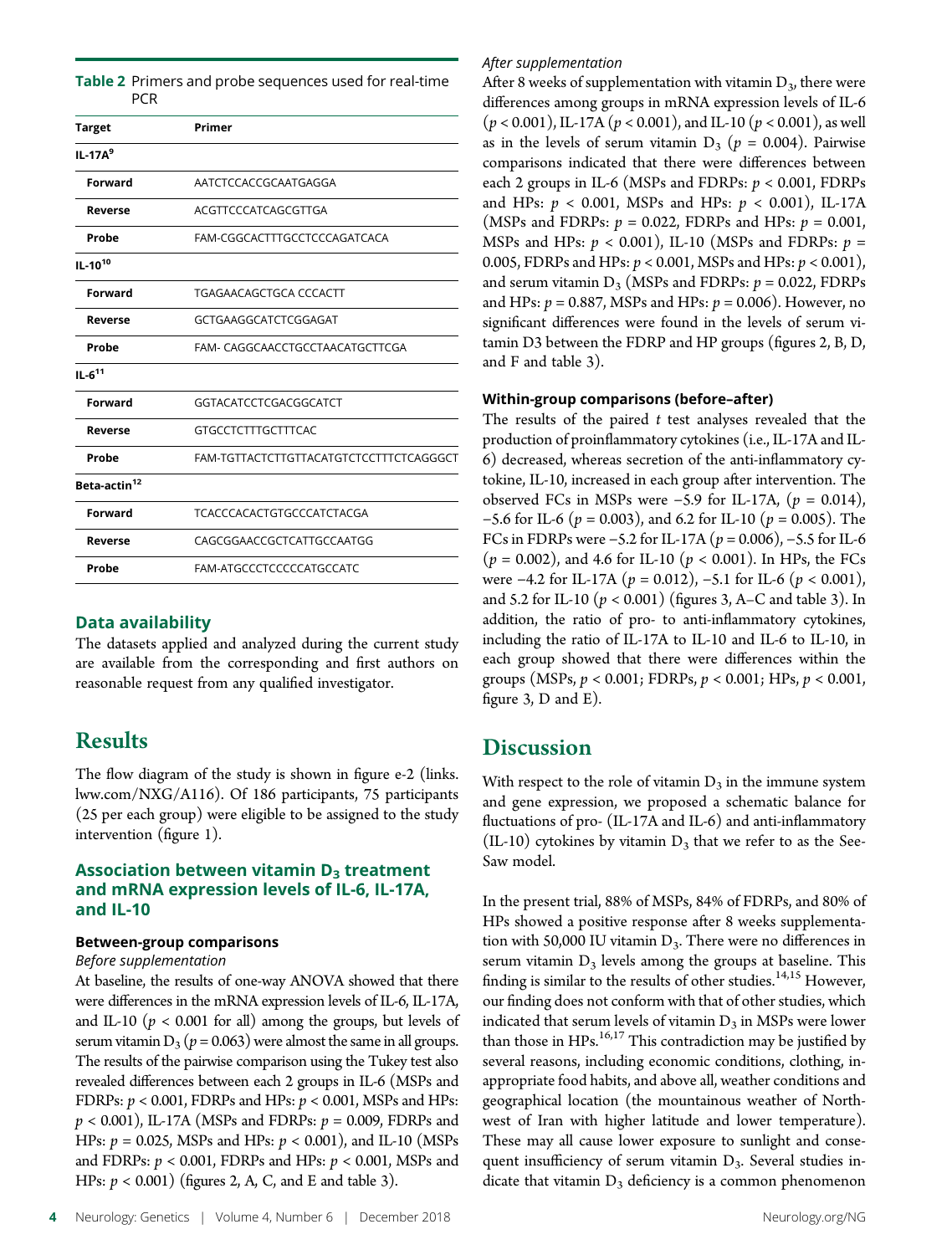**Table 2** Primers and probe sequences used for real-time PCR

| Target | Primer |
| --- | --- |
| **IL-17A**[9] | |
| **Forward** | AATCTCCACCGCAATGAGGA |
| **Reverse** | ACGTTCCCATCAGCGTTGA |
| **Probe** | FAM-CGGCACTTTGCCTCCCAGATCACA |
| **IL-10**[10] | |
| **Forward** | TGAGAACAGCTGCA CCCACTT |
| **Reverse** | GCTGAAGGCATCTCGGAGAT |
| **Probe** | FAM- CAGGCAACCTGCCTAACATGCTTCGA |
| **IL-6**[11] | |
| **Forward** | GGTACATCCTCGACGGCATCT |
| **Reverse** | GTGCCTCTTTGCTTTCAC |
| **Probe** | FAM-TGTTACTCTTGTTACATGTCTCCTTTCTCAGGGCT |
| **Beta-actin**[12] | |
| **Forward** | TCACCCACACTGTGCCCATCTACGA |
| **Reverse** | CAGCGGAACCGCTCATTGCCAATGG |
| **Probe** | FAM-ATGCCCTCCCCCATGCCATC |

## Data availability

The datasets applied and analyzed during the current study are available from the corresponding and first authors on reasonable request from any qualified investigator.

# Results

The flow diagram of the study is shown in figure e-2 (links.lww.com/NXG/A116). Of 186 participants, 75 participants (25 per each group) were eligible to be assigned to the study intervention (figure 1).

## Association between vitamin $D_3$ treatment and mRNA expression levels of IL-6, IL-17A, and IL-10

### Between-group comparisons

*Before supplementation*

At baseline, the results of one-way ANOVA showed that there were differences in the mRNA expression levels of IL-6, IL-17A, and IL-10 ($p < 0.001$ for all) among the groups, but levels of serum vitamin $D_3$ ($p = 0.063$) were almost the same in all groups. The results of the pairwise comparison using the Tukey test also revealed differences between each 2 groups in IL-6 (MSPs and FDRPs: $p < 0.001$, FDRPs and HPs: $p < 0.001$, MSPs and HPs: $p < 0.001$), IL-17A (MSPs and FDRPs: $p = 0.009$, FDRPs and HPs: $p = 0.025$, MSPs and HPs: $p < 0.001$), and IL-10 (MSPs and FDRPs: $p < 0.001$, FDRPs and HPs: $p < 0.001$, MSPs and HPs: $p < 0.001$) (figures 2, A, C, and E and table 3).

*After supplementation*

After 8 weeks of supplementation with vitamin $D_3$, there were differences among groups in mRNA expression levels of IL-6 ($p < 0.001$), IL-17A ($p < 0.001$), and IL-10 ($p < 0.001$), as well as in the levels of serum vitamin $D_3$ ($p = 0.004$). Pairwise comparisons indicated that there were differences between each 2 groups in IL-6 (MSPs and FDRPs: $p < 0.001$, FDRPs and HPs: $p < 0.001$, MSPs and HPs: $p < 0.001$), IL-17A (MSPs and FDRPs: $p = 0.022$, FDRPs and HPs: $p = 0.001$, MSPs and HPs: $p < 0.001$), IL-10 (MSPs and FDRPs: $p = 0.005$, FDRPs and HPs: $p < 0.001$, MSPs and HPs: $p < 0.001$), and serum vitamin $D_3$ (MSPs and FDRPs: $p = 0.022$, FDRPs and HPs: $p = 0.887$, MSPs and HPs: $p = 0.006$). However, no significant differences were found in the levels of serum vitamin D3 between the FDRP and HP groups (figures 2, B, D, and F and table 3).

### Within-group comparisons (before–after)

The results of the paired *t* test analyses revealed that the production of proinflammatory cytokines (i.e., IL-17A and IL-6) decreased, whereas secretion of the anti-inflammatory cytokine, IL-10, increased in each group after intervention. The observed FCs in MSPs were −5.9 for IL-17A, ($p = 0.014$), −5.6 for IL-6 ($p = 0.003$), and 6.2 for IL-10 ($p = 0.005$). The FCs in FDRPs were −5.2 for IL-17A ($p = 0.006$), −5.5 for IL-6 ($p = 0.002$), and 4.6 for IL-10 ($p < 0.001$). In HPs, the FCs were −4.2 for IL-17A ($p = 0.012$), −5.1 for IL-6 ($p < 0.001$), and 5.2 for IL-10 ($p < 0.001$) (figures 3, A–C and table 3). In addition, the ratio of pro- to anti-inflammatory cytokines, including the ratio of IL-17A to IL-10 and IL-6 to IL-10, in each group showed that there were differences within the groups (MSPs, $p < 0.001$; FDRPs, $p < 0.001$; HPs, $p < 0.001$, figure 3, D and E).

# Discussion

With respect to the role of vitamin $D_3$ in the immune system and gene expression, we proposed a schematic balance for fluctuations of pro- (IL-17A and IL-6) and anti-inflammatory (IL-10) cytokines by vitamin $D_3$ that we refer to as the See-Saw model.

In the present trial, 88% of MSPs, 84% of FDRPs, and 80% of HPs showed a positive response after 8 weeks supplementation with 50,000 IU vitamin $D_3$. There were no differences in serum vitamin $D_3$ levels among the groups at baseline. This finding is similar to the results of other studies.[14,15] However, our finding does not conform with that of other studies, which indicated that serum levels of vitamin $D_3$ in MSPs were lower than those in HPs.[16,17] This contradiction may be justified by several reasons, including economic conditions, clothing, inappropriate food habits, and above all, weather conditions and geographical location (the mountainous weather of Northwest of Iran with higher latitude and lower temperature). These may all cause lower exposure to sunlight and consequent insufficiency of serum vitamin $D_3$. Several studies indicate that vitamin $D_3$ deficiency is a common phenomenon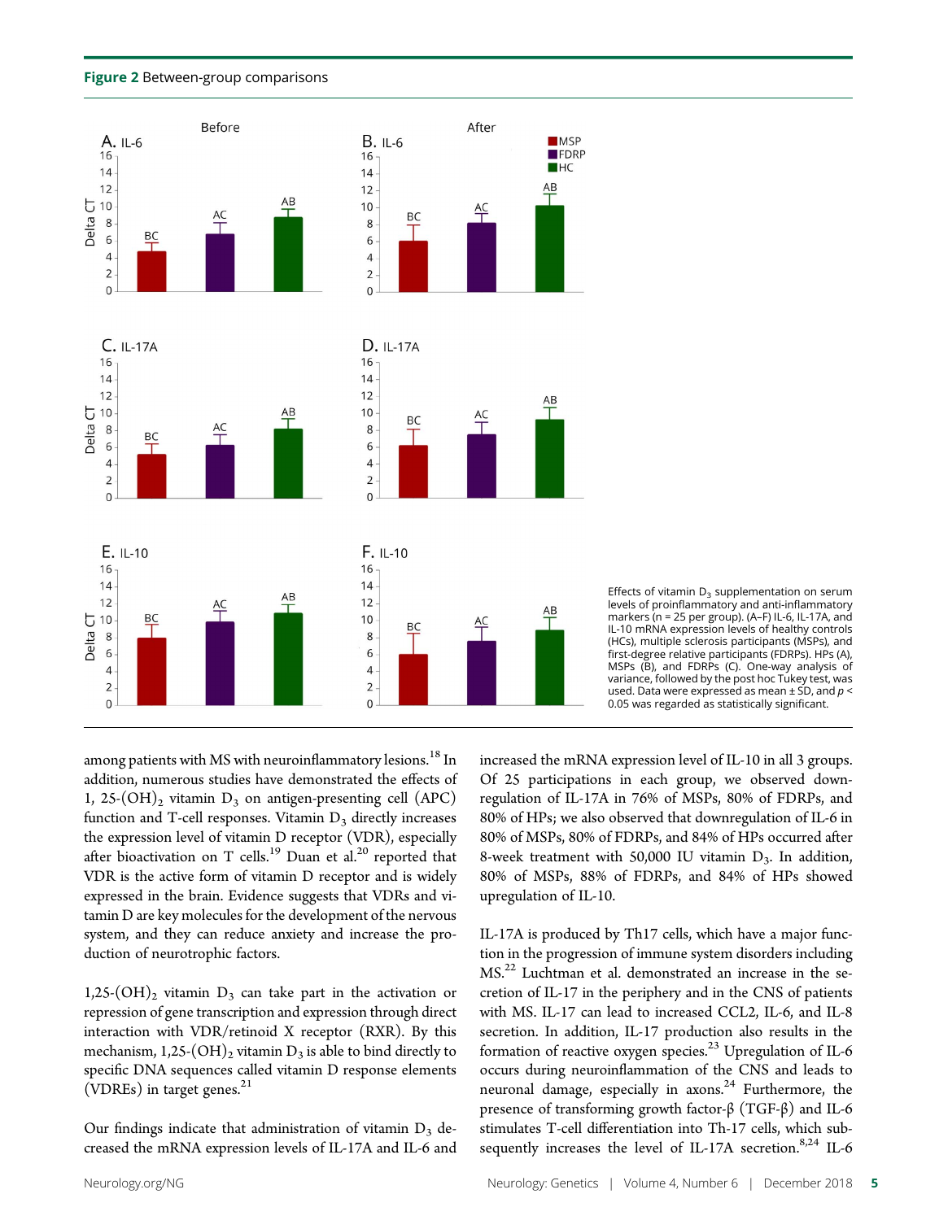**Figure 2** Between-group comparisons

Effects of vitamin $D_3$ supplementation on serum levels of proinflammatory and anti-inflammatory markers (n = 25 per group). (A–F) IL-6, IL-17A, and IL-10 mRNA expression levels of healthy controls (HCs), multiple sclerosis participants (MSPs), and first-degree relative participants (FDRPs). HPs (A), MSPs (B), and FDRPs (C). One-way analysis of variance, followed by the post hoc Tukey test, was used. Data were expressed as mean ± SD, and $p < 0.05$ was regarded as statistically significant.

among patients with MS with neuroinflammatory lesions.[18] In addition, numerous studies have demonstrated the effects of 1, 25-$(OH)_2$ vitamin $D_3$ on antigen-presenting cell (APC) function and T-cell responses. Vitamin $D_3$ directly increases the expression level of vitamin D receptor (VDR), especially after bioactivation on T cells.[19] Duan et al.[20] reported that VDR is the active form of vitamin D receptor and is widely expressed in the brain. Evidence suggests that VDRs and vitamin D are key molecules for the development of the nervous system, and they can reduce anxiety and increase the production of neurotrophic factors.

1,25-$(OH)_2$ vitamin $D_3$ can take part in the activation or repression of gene transcription and expression through direct interaction with VDR/retinoid X receptor (RXR). By this mechanism, 1,25-$(OH)_2$ vitamin $D_3$ is able to bind directly to specific DNA sequences called vitamin D response elements (VDREs) in target genes.[21]

Our findings indicate that administration of vitamin $D_3$ decreased the mRNA expression levels of IL-17A and IL-6 and increased the mRNA expression level of IL-10 in all 3 groups. Of 25 participations in each group, we observed downregulation of IL-17A in 76% of MSPs, 80% of FDRPs, and 80% of HPs; we also observed that downregulation of IL-6 in 80% of MSPs, 80% of FDRPs, and 84% of HPs occurred after 8-week treatment with 50,000 IU vitamin $D_3$. In addition, 80% of MSPs, 88% of FDRPs, and 84% of HPs showed upregulation of IL-10.

IL-17A is produced by Th17 cells, which have a major function in the progression of immune system disorders including MS.[22] Luchtman et al. demonstrated an increase in the secretion of IL-17 in the periphery and in the CNS of patients with MS. IL-17 can lead to increased CCL2, IL-6, and IL-8 secretion. In addition, IL-17 production also results in the formation of reactive oxygen species.[23] Upregulation of IL-6 occurs during neuroinflammation of the CNS and leads to neuronal damage, especially in axons.[24] Furthermore, the presence of transforming growth factor-β (TGF-β) and IL-6 stimulates T-cell differentiation into Th-17 cells, which subsequently increases the level of IL-17A secretion.[8,24] IL-6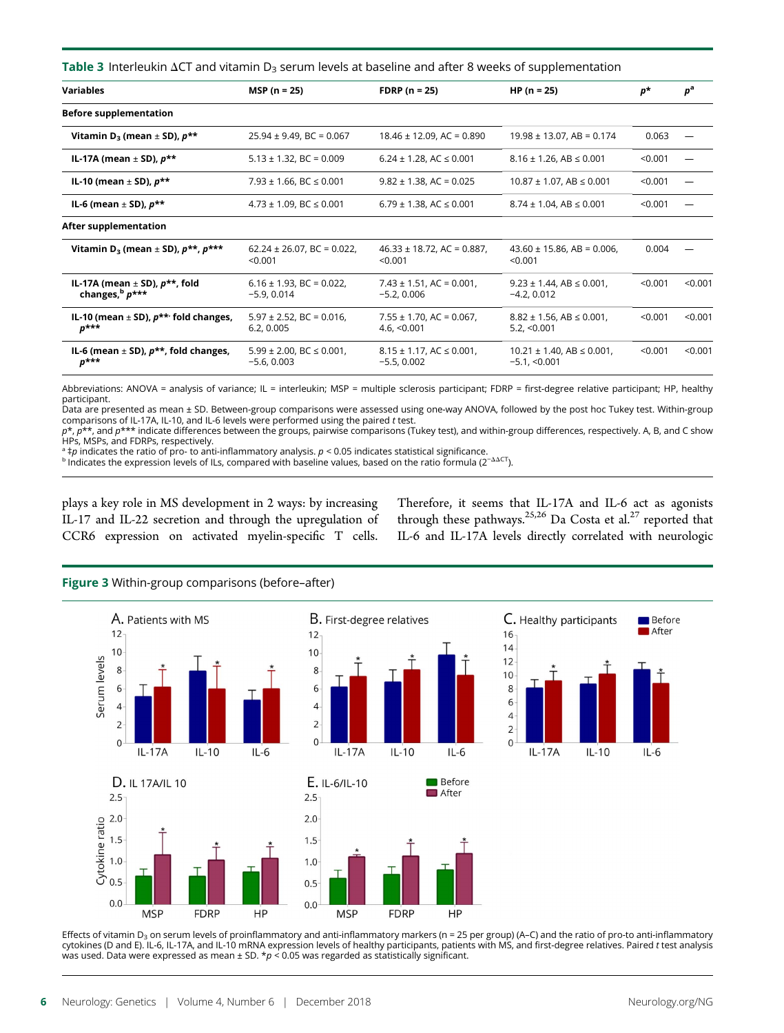**Table 3** Interleukin ΔCT and vitamin $D_3$ serum levels at baseline and after 8 weeks of supplementation

| Variables | MSP (n = 25) | FDRP (n = 25) | HP (n = 25) | p* | p[a] |
|---|---|---|---|---|---|
| **Before supplementation** | | | | | |
| Vitamin $D_3$ (mean ± SD), p** | 25.94 ± 9.49, BC = 0.067 | 18.46 ± 12.09, AC = 0.890 | 19.98 ± 13.07, AB = 0.174 | 0.063 | — |
| IL-17A (mean ± SD), p** | 5.13 ± 1.32, BC = 0.009 | 6.24 ± 1.28, AC ≤ 0.001 | 8.16 ± 1.26, AB ≤ 0.001 | <0.001 | — |
| IL-10 (mean ± SD), p** | 7.93 ± 1.66, BC ≤ 0.001 | 9.82 ± 1.38, AC = 0.025 | 10.87 ± 1.07, AB ≤ 0.001 | <0.001 | — |
| IL-6 (mean ± SD), p** | 4.73 ± 1.09, BC ≤ 0.001 | 6.79 ± 1.38, AC ≤ 0.001 | 8.74 ± 1.04, AB ≤ 0.001 | <0.001 | — |
| **After supplementation** | | | | | |
| Vitamin $D_3$ (mean ± SD), p**, p*** | 62.24 ± 26.07, BC = 0.022, <0.001 | 46.33 ± 18.72, AC = 0.887, <0.001 | 43.60 ± 15.86, AB = 0.006, <0.001 | 0.004 | — |
| IL-17A (mean ± SD), p**, fold changes,[b] p*** | 6.16 ± 1.93, BC = 0.022, −5.9, 0.014 | 7.43 ± 1.51, AC = 0.001, −5.2, 0.006 | 9.23 ± 1.44, AB ≤ 0.001, −4.2, 0.012 | <0.001 | <0.001 |
| IL-10 (mean ± SD), p**, fold changes, p*** | 5.97 ± 2.52, BC = 0.016, 6.2, 0.005 | 7.55 ± 1.70, AC = 0.067, 4.6, <0.001 | 8.82 ± 1.56, AB ≤ 0.001, 5.2, <0.001 | <0.001 | <0.001 |
| IL-6 (mean ± SD), p**, fold changes, p*** | 5.99 ± 2.00, BC ≤ 0.001, −5.6, 0.003 | 8.15 ± 1.17, AC ≤ 0.001, −5.5, 0.002 | 10.21 ± 1.40, AB ≤ 0.001, −5.1, <0.001 | <0.001 | <0.001 |

Abbreviations: ANOVA = analysis of variance; IL = interleukin; MSP = multiple sclerosis participant; FDRP = first-degree relative participant; HP, healthy participant.

Data are presented as mean ± SD. Between-group comparisons were assessed using one-way ANOVA, followed by the post hoc Tukey test. Within-group comparisons of IL-17A, IL-10, and IL-6 levels were performed using the paired t test.

p*, p**, and p*** indicate differences between the groups, pairwise comparisons (Tukey test), and within-group differences, respectively. A, B, and C show HPs, MSPs, and FDRPs, respectively.

[a] ‡p indicates the ratio of pro- to anti-inflammatory analysis. $p < 0.05$ indicates statistical significance.

[b] Indicates the expression levels of ILs, compared with baseline values, based on the ratio formula ($2^{-\Delta\Delta CT}$).

plays a key role in MS development in 2 ways: by increasing IL-17 and IL-22 secretion and through the upregulation of CCR6 expression on activated myelin-specific T cells. Therefore, it seems that IL-17A and IL-6 act as agonists through these pathways.[25,26] Da Costa et al.[27] reported that IL-6 and IL-17A levels directly correlated with neurologic

**Figure 3** Within-group comparisons (before–after)

Effects of vitamin $D_3$ on serum levels of proinflammatory and anti-inflammatory markers (n = 25 per group) (A–C) and the ratio of pro-to anti-inflammatory cytokines (D and E). IL-6, IL-17A, and IL-10 mRNA expression levels of healthy participants, patients with MS, and first-degree relatives. Paired t test analysis was used. Data were expressed as mean ± SD. *$p < 0.05$ was regarded as statistically significant.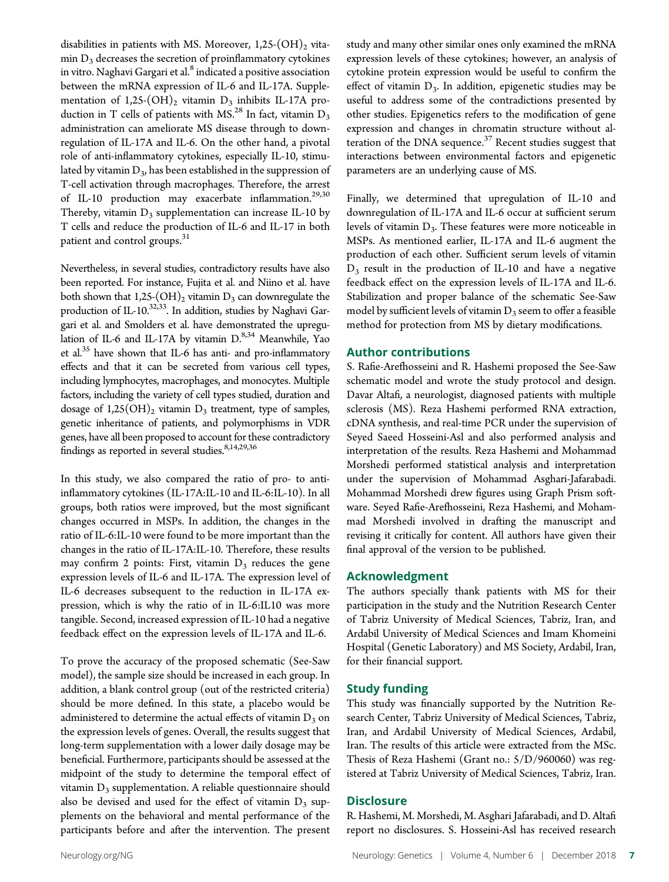disabilities in patients with MS. Moreover, 1,25-$(OH)_2$ vitamin $D_3$ decreases the secretion of proinflammatory cytokines in vitro. Naghavi Gargari et al.[8] indicated a positive association between the mRNA expression of IL-6 and IL-17A. Supplementation of 1,25-$(OH)_2$ vitamin $D_3$ inhibits IL-17A production in T cells of patients with MS.[28] In fact, vitamin $D_3$ administration can ameliorate MS disease through to downregulation of IL-17A and IL-6. On the other hand, a pivotal role of anti-inflammatory cytokines, especially IL-10, stimulated by vitamin $D_3$, has been established in the suppression of T-cell activation through macrophages. Therefore, the arrest of IL-10 production may exacerbate inflammation.[29,30] Thereby, vitamin $D_3$ supplementation can increase IL-10 by T cells and reduce the production of IL-6 and IL-17 in both patient and control groups.[31]

Nevertheless, in several studies, contradictory results have also been reported. For instance, Fujita et al. and Niino et al. have both shown that 1,25-$(OH)_2$ vitamin $D_3$ can downregulate the production of IL-10.[32,33]. In addition, studies by Naghavi Gargari et al. and Smolders et al. have demonstrated the upregulation of IL-6 and IL-17A by vitamin D.[8,34] Meanwhile, Yao et al.[35] have shown that IL-6 has anti- and pro-inflammatory effects and that it can be secreted from various cell types, including lymphocytes, macrophages, and monocytes. Multiple factors, including the variety of cell types studied, duration and dosage of 1,25$(OH)_2$ vitamin $D_3$ treatment, type of samples, genetic inheritance of patients, and polymorphisms in VDR genes, have all been proposed to account for these contradictory findings as reported in several studies.[8,14,29,36]

In this study, we also compared the ratio of pro- to anti-inflammatory cytokines (IL-17A:IL-10 and IL-6:IL-10). In all groups, both ratios were improved, but the most significant changes occurred in MSPs. In addition, the changes in the ratio of IL-6:IL-10 were found to be more important than the changes in the ratio of IL-17A:IL-10. Therefore, these results may confirm 2 points: First, vitamin $D_3$ reduces the gene expression levels of IL-6 and IL-17A. The expression level of IL-6 decreases subsequent to the reduction in IL-17A expression, which is why the ratio of in IL-6:IL10 was more tangible. Second, increased expression of IL-10 had a negative feedback effect on the expression levels of IL-17A and IL-6.

To prove the accuracy of the proposed schematic (See-Saw model), the sample size should be increased in each group. In addition, a blank control group (out of the restricted criteria) should be more defined. In this state, a placebo would be administered to determine the actual effects of vitamin $D_3$ on the expression levels of genes. Overall, the results suggest that long-term supplementation with a lower daily dosage may be beneficial. Furthermore, participants should be assessed at the midpoint of the study to determine the temporal effect of vitamin $D_3$ supplementation. A reliable questionnaire should also be devised and used for the effect of vitamin $D_3$ supplements on the behavioral and mental performance of the participants before and after the intervention. The present study and many other similar ones only examined the mRNA expression levels of these cytokines; however, an analysis of cytokine protein expression would be useful to confirm the effect of vitamin $D_3$. In addition, epigenetic studies may be useful to address some of the contradictions presented by other studies. Epigenetics refers to the modification of gene expression and changes in chromatin structure without alteration of the DNA sequence.[37] Recent studies suggest that interactions between environmental factors and epigenetic parameters are an underlying cause of MS.

Finally, we determined that upregulation of IL-10 and downregulation of IL-17A and IL-6 occur at sufficient serum levels of vitamin $D_3$. These features were more noticeable in MSPs. As mentioned earlier, IL-17A and IL-6 augment the production of each other. Sufficient serum levels of vitamin $D_3$ result in the production of IL-10 and have a negative feedback effect on the expression levels of IL-17A and IL-6. Stabilization and proper balance of the schematic See-Saw model by sufficient levels of vitamin $D_3$ seem to offer a feasible method for protection from MS by dietary modifications.

## Author contributions

S. Rafie-Arefhosseini and R. Hashemi proposed the See-Saw schematic model and wrote the study protocol and design. Davar Altafi, a neurologist, diagnosed patients with multiple sclerosis (MS). Reza Hashemi performed RNA extraction, cDNA synthesis, and real-time PCR under the supervision of Seyed Saeed Hosseini-Asl and also performed analysis and interpretation of the results. Reza Hashemi and Mohammad Morshedi performed statistical analysis and interpretation under the supervision of Mohammad Asghari-Jafarabadi. Mohammad Morshedi drew figures using Graph Prism software. Seyed Rafie-Arefhosseini, Reza Hashemi, and Mohammad Morshedi involved in drafting the manuscript and revising it critically for content. All authors have given their final approval of the version to be published.

## Acknowledgment

The authors specially thank patients with MS for their participation in the study and the Nutrition Research Center of Tabriz University of Medical Sciences, Tabriz, Iran, and Ardabil University of Medical Sciences and Imam Khomeini Hospital (Genetic Laboratory) and MS Society, Ardabil, Iran, for their financial support.

## Study funding

This study was financially supported by the Nutrition Research Center, Tabriz University of Medical Sciences, Tabriz, Iran, and Ardabil University of Medical Sciences, Ardabil, Iran. The results of this article were extracted from the MSc. Thesis of Reza Hashemi (Grant no.: 5/D/960060) was registered at Tabriz University of Medical Sciences, Tabriz, Iran.

## Disclosure

R. Hashemi, M. Morshedi, M. Asghari Jafarabadi, and D. Altafi report no disclosures. S. Hosseini-Asl has received research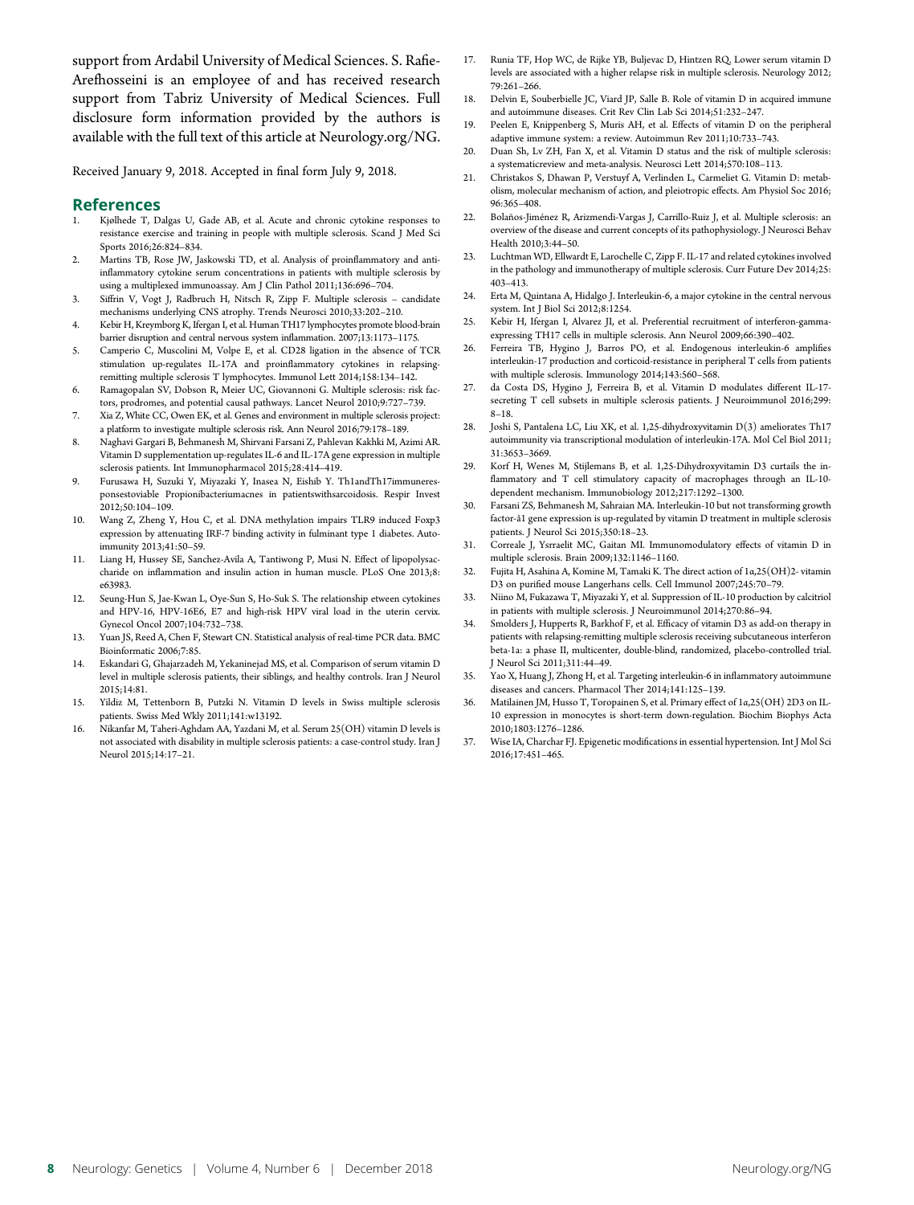support from Ardabil University of Medical Sciences. S. Rafie-Arefhosseini is an employee of and has received research support from Tabriz University of Medical Sciences. Full disclosure form information provided by the authors is available with the full text of this article at Neurology.org/NG.

Received January 9, 2018. Accepted in final form July 9, 2018.

## References

1. Kjølhede T, Dalgas U, Gade AB, et al. Acute and chronic cytokine responses to resistance exercise and training in people with multiple sclerosis. Scand J Med Sci Sports 2016;26:824–834.
2. Martins TB, Rose JW, Jaskowski TD, et al. Analysis of proinflammatory and anti-inflammatory cytokine serum concentrations in patients with multiple sclerosis by using a multiplexed immunoassay. Am J Clin Pathol 2011;136:696–704.
3. Siffrin V, Vogt J, Radbruch H, Nitsch R, Zipp F. Multiple sclerosis – candidate mechanisms underlying CNS atrophy. Trends Neurosci 2010;33:202–210.
4. Kebir H, Kreymborg K, Ifergan I, et al. Human TH17 lymphocytes promote blood-brain barrier disruption and central nervous system inflammation. 2007;13:1173–1175.
5. Camperio C, Muscolini M, Volpe E, et al. CD28 ligation in the absence of TCR stimulation up-regulates IL-17A and proinflammatory cytokines in relapsing-remitting multiple sclerosis T lymphocytes. Immunol Lett 2014;158:134–142.
6. Ramagopalan SV, Dobson R, Meier UC, Giovannoni G. Multiple sclerosis: risk factors, prodromes, and potential causal pathways. Lancet Neurol 2010;9:727–739.
7. Xia Z, White CC, Owen EK, et al. Genes and environment in multiple sclerosis project: a platform to investigate multiple sclerosis risk. Ann Neurol 2016;79:178–189.
8. Naghavi Gargari B, Behmanesh M, Shirvani Farsani Z, Pahlevan Kakhki M, Azimi AR. Vitamin D supplementation up-regulates IL-6 and IL-17A gene expression in multiple sclerosis patients. Int Immunopharmacol 2015;28:414–419.
9. Furusawa H, Suzuki Y, Miyazaki Y, Inasea N, Eishib Y. Th1andTh17immuneresponsestoviable Propionibacteriumacnes in patientswithsarcoidosis. Respir Invest 2012;50:104–109.
10. Wang Z, Zheng Y, Hou C, et al. DNA methylation impairs TLR9 induced Foxp3 expression by attenuating IRF-7 binding activity in fulminant type 1 diabetes. Autoimmunity 2013;41:50–59.
11. Liang H, Hussey SE, Sanchez-Avila A, Tantiwong P, Musi N. Effect of lipopolysaccharide on inflammation and insulin action in human muscle. PLoS One 2013;8: e63983.
12. Seung-Hun S, Jae-Kwan L, Oye-Sun S, Ho-Suk S. The relationship etween cytokines and HPV-16, HPV-16E6, E7 and high-risk HPV viral load in the uterin cervix. Gynecol Oncol 2007;104:732–738.
13. Yuan JS, Reed A, Chen F, Stewart CN. Statistical analysis of real-time PCR data. BMC Bioinformatic 2006;7:85.
14. Eskandari G, Ghajarzadeh M, Yekaninejad MS, et al. Comparison of serum vitamin D level in multiple sclerosis patients, their siblings, and healthy controls. Iran J Neurol 2015;14:81.
15. Yildiz M, Tettenborn B, Putzki N. Vitamin D levels in Swiss multiple sclerosis patients. Swiss Med Wkly 2011;141:w13192.
16. Nikanfar M, Taheri-Aghdam AA, Yazdani M, et al. Serum 25(OH) vitamin D levels is not associated with disability in multiple sclerosis patients: a case-control study. Iran J Neurol 2015;14:17–21.
17. Runia TF, Hop WC, de Rijke YB, Buljevac D, Hintzen RQ. Lower serum vitamin D levels are associated with a higher relapse risk in multiple sclerosis. Neurology 2012; 79:261–266.
18. Delvin E, Souberbielle JC, Viard JP, Salle B. Role of vitamin D in acquired immune and autoimmune diseases. Crit Rev Clin Lab Sci 2014;51:232–247.
19. Peelen E, Knippenberg S, Muris AH, et al. Effects of vitamin D on the peripheral adaptive immune system: a review. Autoimmun Rev 2011;10:733–743.
20. Duan Sh, Lv ZH, Fan X, et al. Vitamin D status and the risk of multiple sclerosis: a systematicreview and meta-analysis. Neurosci Lett 2014;570:108–113.
21. Christakos S, Dhawan P, Verstuyf A, Verlinden L, Carmeliet G. Vitamin D: metabolism, molecular mechanism of action, and pleiotropic effects. Am Physiol Soc 2016; 96:365–408.
22. Bolaños-Jiménez R, Arizmendi-Vargas J, Carrillo-Ruiz J, et al. Multiple sclerosis: an overview of the disease and current concepts of its pathophysiology. J Neurosci Behav Health 2010;3:44–50.
23. Luchtman WD, Ellwardt E, Larochelle C, Zipp F. IL-17 and related cytokines involved in the pathology and immunotherapy of multiple sclerosis. Curr Future Dev 2014;25: 403–413.
24. Erta M, Quintana A, Hidalgo J. Interleukin-6, a major cytokine in the central nervous system. Int J Biol Sci 2012;8:1254.
25. Kebir H, Ifergan I, Alvarez JI, et al. Preferential recruitment of interferon-gamma-expressing TH17 cells in multiple sclerosis. Ann Neurol 2009;66:390–402.
26. Ferreira TB, Hygino J, Barros PO, et al. Endogenous interleukin-6 amplifies interleukin-17 production and corticoid-resistance in peripheral T cells from patients with multiple sclerosis. Immunology 2014;143:560–568.
27. da Costa DS, Hygino J, Ferreira B, et al. Vitamin D modulates different IL-17-secreting T cell subsets in multiple sclerosis patients. J Neuroimmunol 2016;299: 8–18.
28. Joshi S, Pantalena LC, Liu XK, et al. 1,25-dihydroxyvitamin D(3) ameliorates Th17 autoimmunity via transcriptional modulation of interleukin-17A. Mol Cel Biol 2011; 31:3653–3669.
29. Korf H, Wenes M, Stijlemans B, et al. 1,25-Dihydroxyvitamin D3 curtails the inflammatory and T cell stimulatory capacity of macrophages through an IL-10-dependent mechanism. Immunobiology 2012;217:1292–1300.
30. Farsani ZS, Behmanesh M, Sahraian MA. Interleukin-10 but not transforming growth factor-â1 gene expression is up-regulated by vitamin D treatment in multiple sclerosis patients. J Neurol Sci 2015;350:18–23.
31. Correale J, Ysrraelit MC, Gaitan MI. Immunomodulatory effects of vitamin D in multiple sclerosis. Brain 2009;132:1146–1160.
32. Fujita H, Asahina A, Komine M, Tamaki K. The direct action of 1α,25(OH)2- vitamin D3 on purified mouse Langerhans cells. Cell Immunol 2007;245:70–79.
33. Niino M, Fukazawa T, Miyazaki Y, et al. Suppression of IL-10 production by calcitriol in patients with multiple sclerosis. J Neuroimmunol 2014;270:86–94.
34. Smolders J, Hupperts R, Barkhof F, et al. Efficacy of vitamin D3 as add-on therapy in patients with relapsing-remitting multiple sclerosis receiving subcutaneous interferon beta-1a: a phase II, multicenter, double-blind, randomized, placebo-controlled trial. J Neurol Sci 2011;311:44–49.
35. Yao X, Huang J, Zhong H, et al. Targeting interleukin-6 in inflammatory autoimmune diseases and cancers. Pharmacol Ther 2014;141:125–139.
36. Matilainen JM, Husso T, Toropainen S, et al. Primary effect of 1α,25(OH) 2D3 on IL-10 expression in monocytes is short-term down-regulation. Biochim Biophys Acta 2010;1803:1276–1286.
37. Wise IA, Charchar FJ. Epigenetic modifications in essential hypertension. Int J Mol Sci 2016;17:451–465.